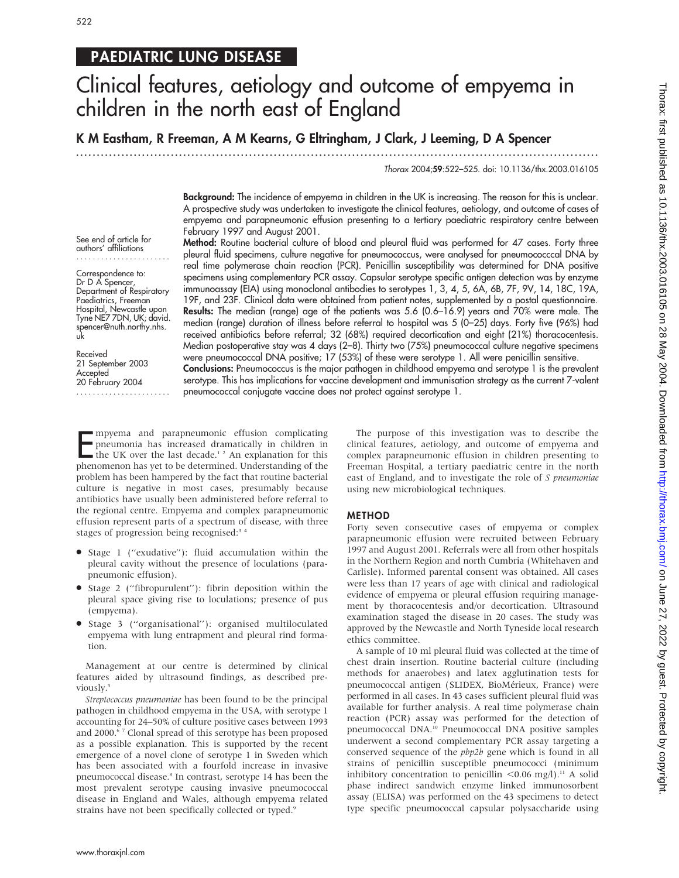PAEDIATRIC LUNG DISEASE

# Clinical features, aetiology and outcome of empyema in children in the north east of England

**K M Eastham, R Freeman, A M Kearns, G Eltringham, J Clark, J Leeming, D A Spencer**

See end of article for authors' affiliations

Correspondence to: Dr D A Spencer, Department of Respiratory Paediatrics, Freeman Hospital, Newcastle upon Tyne NE7 7DN, UK; david.spencer@nuth.northy.nhs.uk

Received 21 September 2003
Accepted 20 February 2004

**Background:** The incidence of empyema in children in the UK is increasing. The reason for this is unclear. A prospective study was undertaken to investigate the clinical features, aetiology, and outcome of cases of empyema and parapneumonic effusion presenting to a tertiary paediatric respiratory centre between February 1997 and August 2001.

**Method:** Routine bacterial culture of blood and pleural fluid was performed for 47 cases. Forty three pleural fluid specimens, culture negative for pneumococcus, were analysed for pneumococccal DNA by real time polymerase chain reaction (PCR). Penicillin susceptibility was determined for DNA positive specimens using complementary PCR assay. Capsular serotype specific antigen detection was by enzyme immunoassay (EIA) using monoclonal antibodies to serotypes 1, 3, 4, 5, 6A, 6B, 7F, 9V, 14, 18C, 19A, 19F, and 23F. Clinical data were obtained from patient notes, supplemented by a postal questionnaire.

**Results:** The median (range) age of the patients was 5.6 (0.6–16.9) years and 70% were male. The median (range) duration of illness before referral to hospital was 5 (0–25) days. Forty five (96%) had received antibiotics before referral; 32 (68%) required decortication and eight (21%) thoracocentesis. Median postoperative stay was 4 days (2–8). Thirty two (75%) pneumococcal culture negative specimens were pneumococcal DNA positive; 17 (53%) of these were serotype 1. All were penicillin sensitive.

**Conclusions:** Pneumococcus is the major pathogen in childhood empyema and serotype 1 is the prevalent serotype. This has implications for vaccine development and immunisation strategy as the current 7-valent pneumococcal conjugate vaccine does not protect against serotype 1.

Empyema and parapneumonic effusion complicating pneumonia has increased dramatically in children in the UK over the last decade.[1 2] An explanation for this phenomenon has yet to be determined. Understanding of the problem has been hampered by the fact that routine bacterial culture is negative in most cases, presumably because antibiotics have usually been administered before referral to the regional centre. Empyema and complex parapneumonic effusion represent parts of a spectrum of disease, with three stages of progression being recognised:[3 4]

- Stage 1 ("exudative"): fluid accumulation within the pleural cavity without the presence of loculations (parapneumonic effusion).
- Stage 2 ("fibropurulent"): fibrin deposition within the pleural space giving rise to loculations; presence of pus (empyema).
- Stage 3 ("organisational"): organised multiloculated empyema with lung entrapment and pleural rind formation.

Management at our centre is determined by clinical features aided by ultrasound findings, as described previously.[5]

*Streptococcus pneumoniae* has been found to be the principal pathogen in childhood empyema in the USA, with serotype 1 accounting for 24–50% of culture positive cases between 1993 and 2000.[6 7] Clonal spread of this serotype has been proposed as a possible explanation. This is supported by the recent emergence of a novel clone of serotype 1 in Sweden which has been associated with a fourfold increase in invasive pneumococcal disease.[8] In contrast, serotype 14 has been the most prevalent serotype causing invasive pneumococcal disease in England and Wales, although empyema related strains have not been specifically collected or typed.[9]

The purpose of this investigation was to describe the clinical features, aetiology, and outcome of empyema and complex parapneumonic effusion in children presenting to Freeman Hospital, a tertiary paediatric centre in the north east of England, and to investigate the role of *S pneumoniae* using new microbiological techniques.

## METHOD

Forty seven consecutive cases of empyema or complex parapneumonic effusion were recruited between February 1997 and August 2001. Referrals were all from other hospitals in the Northern Region and north Cumbria (Whitehaven and Carlisle). Informed parental consent was obtained. All cases were less than 17 years of age with clinical and radiological evidence of empyema or pleural effusion requiring management by thoracocentesis and/or decortication. Ultrasound examination staged the disease in 20 cases. The study was approved by the Newcastle and North Tyneside local research ethics committee.

A sample of 10 ml pleural fluid was collected at the time of chest drain insertion. Routine bacterial culture (including methods for anaerobes) and latex agglutination tests for pneumococcal antigen (SLIDEX, BioMérieux, France) were performed in all cases. In 43 cases sufficient pleural fluid was available for further analysis. A real time polymerase chain reaction (PCR) assay was performed for the detection of pneumococcal DNA.[10] Pneumococcal DNA positive samples underwent a second complementary PCR assay targeting a conserved sequence of the *pbp2b* gene which is found in all strains of penicillin susceptible pneumococci (minimum inhibitory concentration to penicillin <0.06 mg/l).[11] A solid phase indirect sandwich enzyme linked immunosorbent assay (ELISA) was performed on the 43 specimens to detect type specific pneumococcal capsular polysaccharide using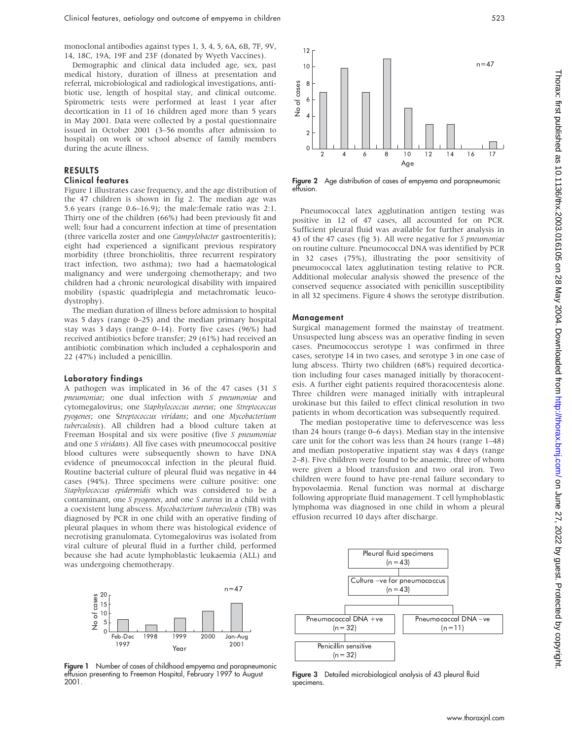monoclonal antibodies against types 1, 3, 4, 5, 6A, 6B, 7F, 9V, 14, 18C, 19A, 19F and 23F (donated by Wyeth Vaccines).

Demographic and clinical data included age, sex, past medical history, duration of illness at presentation and referral, microbiological and radiological investigations, antibiotic use, length of hospital stay, and clinical outcome. Spirometric tests were performed at least 1 year after decortication in 11 of 16 children aged more than 5 years in May 2001. Data were collected by a postal questionnaire issued in October 2001 (3–56 months after admission to hospital) on work or school absence of family members during the acute illness.

## RESULTS

### Clinical features

Figure 1 illustrates case frequency, and the age distribution of the 47 children is shown in fig 2. The median age was 5.6 years (range 0.6–16.9); the male:female ratio was 2:1. Thirty one of the children (66%) had been previously fit and well; four had a concurrent infection at time of presentation (three varicella zoster and one *Campylobacter* gastroenteritis); eight had experienced a significant previous respiratory morbidity (three bronchiolitis, three recurrent respiratory tract infection, two asthma); two had a haematological malignancy and were undergoing chemotherapy; and two children had a chronic neurological disability with impaired mobility (spastic quadriplegia and metachromatic leucodystrophy).

The median duration of illness before admission to hospital was 5 days (range 0–25) and the median primary hospital stay was 3 days (range 0–14). Forty five cases (96%) had received antibiotics before transfer; 29 (61%) had received an antibiotic combination which included a cephalosporin and 22 (47%) included a penicillin.

### Laboratory findings

A pathogen was implicated in 36 of the 47 cases (31 *S pneumoniae*; one dual infection with *S pneumoniae* and cytomegalovirus; one *Staphylococcus aureus*; one *Streptococcus pyogenes*; one *Streptococcus viridans*; and one *Mycobacterium tuberculosis*). All children had a blood culture taken at Freeman Hospital and six were positive (five *S pneumoniae* and one *S viridans*). All five cases with pneumococcal positive blood cultures were subsequently shown to have DNA evidence of pneumococcal infection in the pleural fluid. Routine bacterial culture of pleural fluid was negative in 44 cases (94%). Three specimens were culture positive: one *Staphylococcus epidermidis* which was considered to be a contaminant, one *S pyogenes*, and one *S aureus* in a child with a coexistent lung abscess. *Mycobacterium tuberculosis* (TB) was diagnosed by PCR in one child with an operative finding of pleural plaques in whom there was histological evidence of necrotising granulomata. Cytomegalovirus was isolated from viral culture of pleural fluid in a further child, performed because she had acute lymphoblastic leukaemia (ALL) and was undergoing chemotherapy.

**Figure 1** Number of cases of childhood empyema and parapneumonic effusion presenting to Freeman Hospital, February 1997 to August 2001.

**Figure 2** Age distribution of cases of empyema and parapneumonic effusion.

Pneumococcal latex agglutination antigen testing was positive in 12 of 47 cases, all accounted for on PCR. Sufficient pleural fluid was available for further analysis in 43 of the 47 cases (fig 3). All were negative for *S pneumoniae* on routine culture. Pneumococcal DNA was identified by PCR in 32 cases (75%), illustrating the poor sensitivity of pneumococcal latex agglutination testing relative to PCR. Additional molecular analysis showed the presence of the conserved sequence associated with penicillin susceptibility in all 32 specimens. Figure 4 shows the serotype distribution.

### Management

Surgical management formed the mainstay of treatment. Unsuspected lung abscess was an operative finding in seven cases. Pneumococcus serotype 1 was confirmed in three cases, serotype 14 in two cases, and serotype 3 in one case of lung abscess. Thirty two children (68%) required decortication including four cases managed initially by thoracocentesis. A further eight patients required thoracocentesis alone. Three children were managed initially with intrapleural urokinase but this failed to effect clinical resolution in two patients in whom decortication was subsequently required.

The median postoperative time to defervescence was less than 24 hours (range 0–6 days). Median stay in the intensive care unit for the cohort was less than 24 hours (range 1–48) and median postoperative inpatient stay was 4 days (range 2–8). Five children were found to be anaemic, three of whom were given a blood transfusion and two oral iron. Two children were found to have pre-renal failure secondary to hypovolaemia. Renal function was normal at discharge following appropriate fluid management. T cell lymphoblastic lymphoma was diagnosed in one child in whom a pleural effusion recurred 10 days after discharge.

**Figure 3** Detailed microbiological analysis of 43 pleural fluid specimens.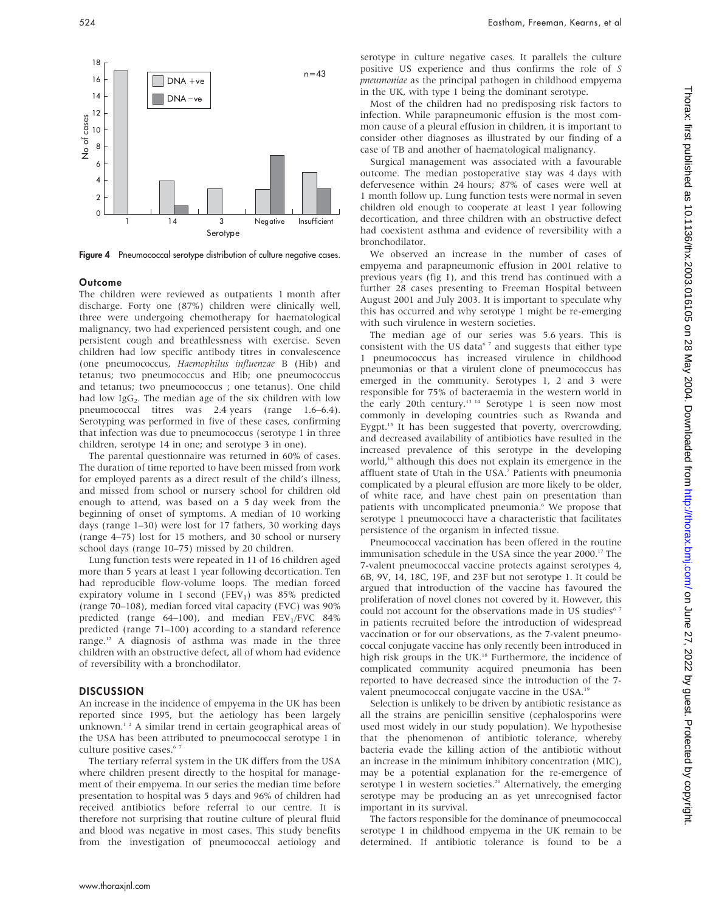Figure 4 Pneumococcal serotype distribution of culture negative cases.

### Outcome

The children were reviewed as outpatients 1 month after discharge. Forty one (87%) children were clinically well, three were undergoing chemotherapy for haematological malignancy, two had experienced persistent cough, and one persistent cough and breathlessness with exercise. Seven children had low specific antibody titres in convalescence (one pneumococcus, *Haemophilus influenzae* B (Hib) and tetanus; two pneumococcus and Hib; one pneumococcus and tetanus; two pneumococcus ; one tetanus). One child had low $IgG_2$. The median age of the six children with low pneumococcal titres was 2.4 years (range 1.6–6.4). Serotyping was performed in five of these cases, confirming that infection was due to pneumococcus (serotype 1 in three children, serotype 14 in one; and serotype 3 in one).

The parental questionnaire was returned in 60% of cases. The duration of time reported to have been missed from work for employed parents as a direct result of the child's illness, and missed from school or nursery school for children old enough to attend, was based on a 5 day week from the beginning of onset of symptoms. A median of 10 working days (range 1–30) were lost for 17 fathers, 30 working days (range 4–75) lost for 15 mothers, and 30 school or nursery school days (range 10–75) missed by 20 children.

Lung function tests were repeated in 11 of 16 children aged more than 5 years at least 1 year following decortication. Ten had reproducible flow-volume loops. The median forced expiratory volume in 1 second ($FEV_1$) was 85% predicted (range 70–108), median forced vital capacity (FVC) was 90% predicted (range 64–100), and median $FEV_1$/FVC 84% predicted (range 71–100) according to a standard reference range.[12] A diagnosis of asthma was made in the three children with an obstructive defect, all of whom had evidence of reversibility with a bronchodilator.

## DISCUSSION

An increase in the incidence of empyema in the UK has been reported since 1995, but the aetiology has been largely unknown.[1 2] A similar trend in certain geographical areas of the USA has been attributed to pneumococcal serotype 1 in culture positive cases.[6 7]

The tertiary referral system in the UK differs from the USA where children present directly to the hospital for management of their empyema. In our series the median time before presentation to hospital was 5 days and 96% of children had received antibiotics before referral to our centre. It is therefore not surprising that routine culture of pleural fluid and blood was negative in most cases. This study benefits from the investigation of pneumococcal aetiology and serotype in culture negative cases. It parallels the culture positive US experience and thus confirms the role of *S pneumoniae* as the principal pathogen in childhood empyema in the UK, with type 1 being the dominant serotype.

Most of the children had no predisposing risk factors to infection. While parapneumonic effusion is the most common cause of a pleural effusion in children, it is important to consider other diagnoses as illustrated by our finding of a case of TB and another of haematological malignancy.

Surgical management was associated with a favourable outcome. The median postoperative stay was 4 days with defervesence within 24 hours; 87% of cases were well at 1 month follow up. Lung function tests were normal in seven children old enough to cooperate at least 1 year following decortication, and three children with an obstructive defect had coexistent asthma and evidence of reversibility with a bronchodilator.

We observed an increase in the number of cases of empyema and parapneumonic effusion in 2001 relative to previous years (fig 1), and this trend has continued with a further 28 cases presenting to Freeman Hospital between August 2001 and July 2003. It is important to speculate why this has occurred and why serotype 1 might be re-emerging with such virulence in western societies.

The median age of our series was 5.6 years. This is consistent with the US data[6 7] and suggests that either type 1 pneumococcus has increased virulence in childhood pneumonias or that a virulent clone of pneumococcus has emerged in the community. Serotypes 1, 2 and 3 were responsible for 75% of bacteraemia in the western world in the early 20th century.[13 14] Serotype 1 is seen now most commonly in developing countries such as Rwanda and Eygpt.[15] It has been suggested that poverty, overcrowding, and decreased availability of antibiotics have resulted in the increased prevalence of this serotype in the developing world,[16] although this does not explain its emergence in the affluent state of Utah in the USA.[7] Patients with pneumonia complicated by a pleural effusion are more likely to be older, of white race, and have chest pain on presentation than patients with uncomplicated pneumonia.[6] We propose that serotype 1 pneumococci have a characteristic that facilitates persistence of the organism in infected tissue.

Pneumococcal vaccination has been offered in the routine immunisation schedule in the USA since the year 2000.[17] The 7-valent pneumococcal vaccine protects against serotypes 4, 6B, 9V, 14, 18C, 19F, and 23F but not serotype 1. It could be argued that introduction of the vaccine has favoured the proliferation of novel clones not covered by it. However, this could not account for the observations made in US studies[6 7] in patients recruited before the introduction of widespread vaccination or for our observations, as the 7-valent pneumococcal conjugate vaccine has only recently been introduced in high risk groups in the UK.[18] Furthermore, the incidence of complicated community acquired pneumonia has been reported to have decreased since the introduction of the 7-valent pneumococcal conjugate vaccine in the USA.[19]

Selection is unlikely to be driven by antibiotic resistance as all the strains are penicillin sensitive (cephalosporins were used most widely in our study population). We hypothesise that the phenomenon of antibiotic tolerance, whereby bacteria evade the killing action of the antibiotic without an increase in the minimum inhibitory concentration (MIC), may be a potential explanation for the re-emergence of serotype 1 in western societies.[20] Alternatively, the emerging serotype may be producing an as yet unrecognised factor important in its survival.

The factors responsible for the dominance of pneumococcal serotype 1 in childhood empyema in the UK remain to be determined. If antibiotic tolerance is found to be a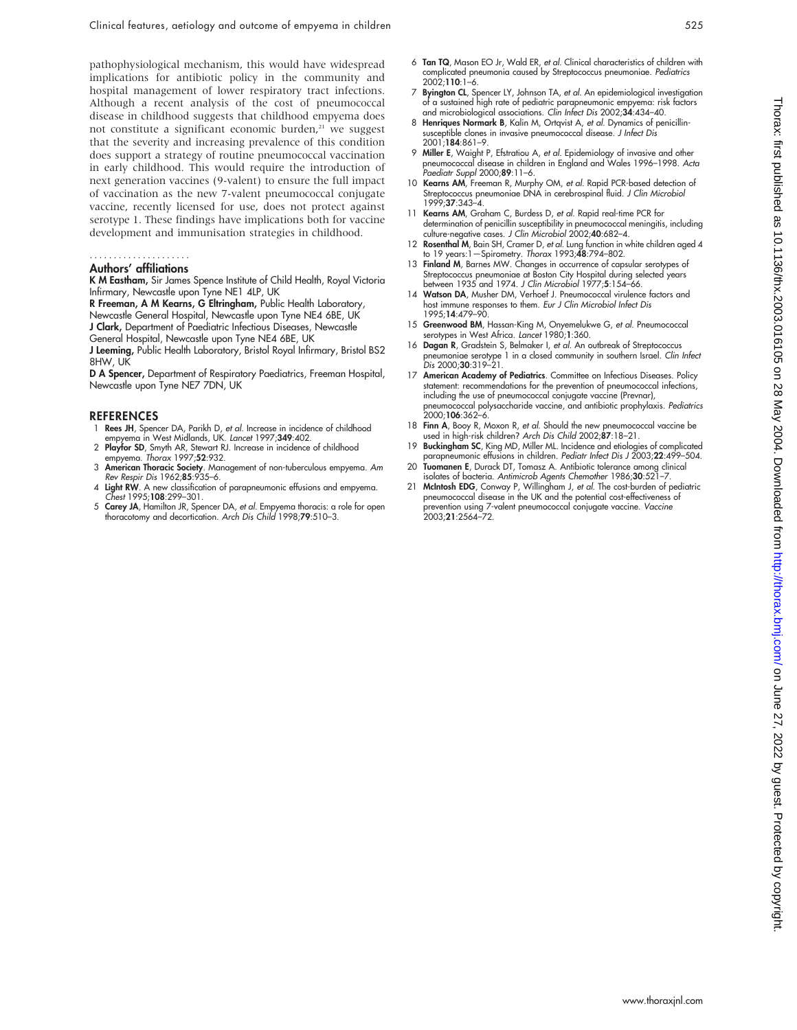pathophysiological mechanism, this would have widespread implications for antibiotic policy in the community and hospital management of lower respiratory tract infections. Although a recent analysis of the cost of pneumococcal disease in childhood suggests that childhood empyema does not constitute a significant economic burden,[21] we suggest that the severity and increasing prevalence of this condition does support a strategy of routine pneumococcal vaccination in early childhood. This would require the introduction of next generation vaccines (9-valent) to ensure the full impact of vaccination as the new 7-valent pneumococcal conjugate vaccine, recently licensed for use, does not protect against serotype 1. These findings have implications both for vaccine development and immunisation strategies in childhood.

### Authors' affiliations

**K M Eastham,** Sir James Spence Institute of Child Health, Royal Victoria Infirmary, Newcastle upon Tyne NE1 4LP, UK

**R Freeman, A M Kearns, G Eltringham,** Public Health Laboratory, Newcastle General Hospital, Newcastle upon Tyne NE4 6BE, UK

**J Clark,** Department of Paediatric Infectious Diseases, Newcastle General Hospital, Newcastle upon Tyne NE4 6BE, UK

**J Leeming,** Public Health Laboratory, Bristol Royal Infirmary, Bristol BS2 8HW, UK

**D A Spencer,** Department of Respiratory Paediatrics, Freeman Hospital, Newcastle upon Tyne NE7 7DN, UK

## REFERENCES

1. **Rees JH**, Spencer DA, Parikh D, *et al*. Increase in incidence of childhood empyema in West Midlands, UK. *Lancet* 1997;**349**:402.
2. **Playfor SD**, Smyth AR, Stewart RJ. Increase in incidence of childhood empyema. *Thorax* 1997;**52**:932.
3. **American Thoracic Society**. Management of non-tuberculous empyema. *Am Rev Respir Dis* 1962;**85**:935–6.
4. **Light RW**. A new classification of parapneumonic effusions and empyema. *Chest* 1995;**108**:299–301.
5. **Carey JA**, Hamilton JR, Spencer DA, *et al*. Empyema thoracis: a role for open thoracotomy and decortication. *Arch Dis Child* 1998;**79**:510–3.
6. **Tan TQ**, Mason EO Jr, Wald ER, *et al*. Clinical characteristics of children with complicated pneumonia caused by Streptococcus pneumoniae. *Pediatrics* 2002;**110**:1–6.
7. **Byington CL**, Spencer LY, Johnson TA, *et al*. An epidemiological investigation of a sustained high rate of pediatric parapneumonic empyema: risk factors and microbiological associations. *Clin Infect Dis* 2002;**34**:434–40.
8. **Henriques Normark B**, Kalin M, Ortqvist A, *et al*. Dynamics of penicillin-susceptible clones in invasive pneumococcal disease. *J Infect Dis* 2001;**184**:861–9.
9. **Miller E**, Waight P, Efstratiou A, *et al*. Epidemiology of invasive and other pneumococcal disease in children in England and Wales 1996–1998. *Acta Paediatr Suppl* 2000;**89**:11–6.
10. **Kearns AM**, Freeman R, Murphy OM, *et al*. Rapid PCR-based detection of Streptococcus pneumoniae DNA in cerebrospinal fluid. *J Clin Microbiol* 1999;**37**:343–4.
11. **Kearns AM**, Graham C, Burdess D, *et al*. Rapid real-time PCR for determination of penicillin susceptibility in pneumococcal meningitis, including culture-negative cases. *J Clin Microbiol* 2002;**40**:682–4.
12. **Rosenthal M**, Bain SH, Cramer D, *et al*. Lung function in white children aged 4 to 19 years:1—Spirometry. *Thorax* 1993;**48**:794–802.
13. **Finland M**, Barnes MW. Changes in occurrence of capsular serotypes of Streptococcus pneumoniae at Boston City Hospital during selected years between 1935 and 1974. *J Clin Microbiol* 1977;**5**:154–66.
14. **Watson DA**, Musher DM, Verhoef J. Pneumococcal virulence factors and host immune responses to them. *Eur J Clin Microbiol Infect Dis* 1995;**14**:479–90.
15. **Greenwood BM**, Hassan-King M, Onyemelukwe G, *et al*. Pneumococcal serotypes in West Africa. *Lancet* 1980;**1**:360.
16. **Dagan R**, Gradstein S, Belmaker I, *et al*. An outbreak of Streptococcus pneumoniae serotype 1 in a closed community in southern Israel. *Clin Infect Dis* 2000;**30**:319–21.
17. **American Academy of Pediatrics**. Committee on Infectious Diseases. Policy statement: recommendations for the prevention of pneumococcal infections, including the use of pneumococcal conjugate vaccine (Prevnar), pneumococcal polysaccharide vaccine, and antibiotic prophylaxis. *Pediatrics* 2000;**106**:362–6.
18. **Finn A**, Booy R, Moxon R, *et al*. Should the new pneumococcal vaccine be used in high-risk children? *Arch Dis Child* 2002;**87**:18–21.
19. **Buckingham SC**, King MD, Miller ML. Incidence and etiologies of complicated parapneumonic effusions in children. *Pediatr Infect Dis J* 2003;**22**:499–504.
20. **Tuomanen E**, Durack DT, Tomasz A. Antibiotic tolerance among clinical isolates of bacteria. *Antimicrob Agents Chemother* 1986;**30**:521–7.
21. **McIntosh EDG**, Conway P, Willingham J, *et al*. The cost-burden of pediatric pneumococcal disease in the UK and the potential cost-effectiveness of prevention using 7-valent pneumococcal conjugate vaccine. *Vaccine* 2003;**21**:2564–72.